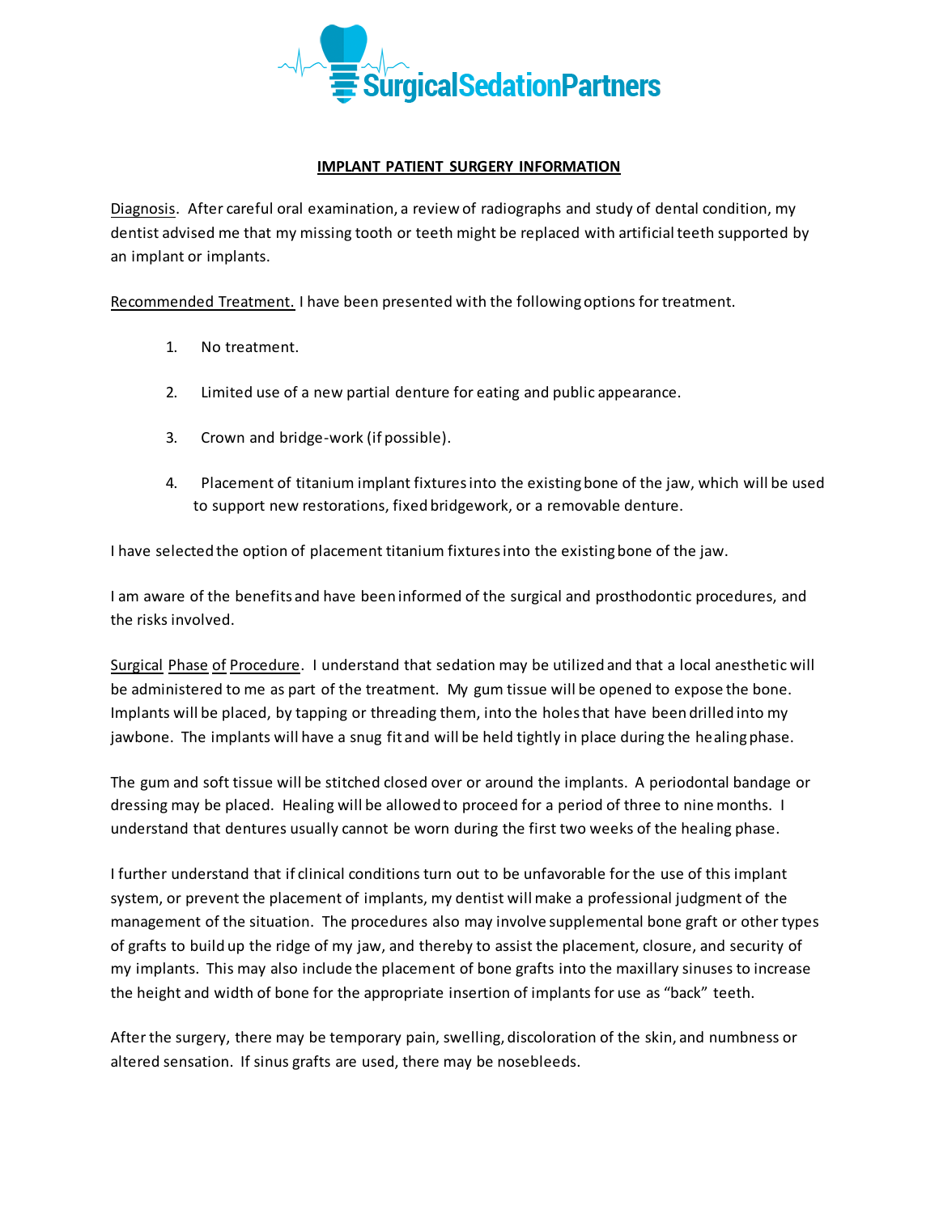SurgicalSedationPartners

## IMPLANT PATIENT SURGERY INFORMATION

Diagnosis. After careful oral examination, a review of radiographs and study of dental condition, my dentist advised me that my missing tooth or teeth might be replaced with artificial teeth supported by an implant or implants.

Recommended Treatment. I have been presented with the following options for treatment.

1. No treatment.
2. Limited use of a new partial denture for eating and public appearance.
3. Crown and bridge-work (if possible).
4. Placement of titanium implant fixtures into the existing bone of the jaw, which will be used to support new restorations, fixed bridgework, or a removable denture.

I have selected the option of placement titanium fixtures into the existing bone of the jaw.

I am aware of the benefits and have been informed of the surgical and prosthodontic procedures, and the risks involved.

Surgical Phase of Procedure. I understand that sedation may be utilized and that a local anesthetic will be administered to me as part of the treatment. My gum tissue will be opened to expose the bone. Implants will be placed, by tapping or threading them, into the holes that have been drilled into my jawbone. The implants will have a snug fit and will be held tightly in place during the healing phase.

The gum and soft tissue will be stitched closed over or around the implants. A periodontal bandage or dressing may be placed. Healing will be allowed to proceed for a period of three to nine months. I understand that dentures usually cannot be worn during the first two weeks of the healing phase.

I further understand that if clinical conditions turn out to be unfavorable for the use of this implant system, or prevent the placement of implants, my dentist will make a professional judgment of the management of the situation. The procedures also may involve supplemental bone graft or other types of grafts to build up the ridge of my jaw, and thereby to assist the placement, closure, and security of my implants. This may also include the placement of bone grafts into the maxillary sinuses to increase the height and width of bone for the appropriate insertion of implants for use as "back" teeth.

After the surgery, there may be temporary pain, swelling, discoloration of the skin, and numbness or altered sensation. If sinus grafts are used, there may be nosebleeds.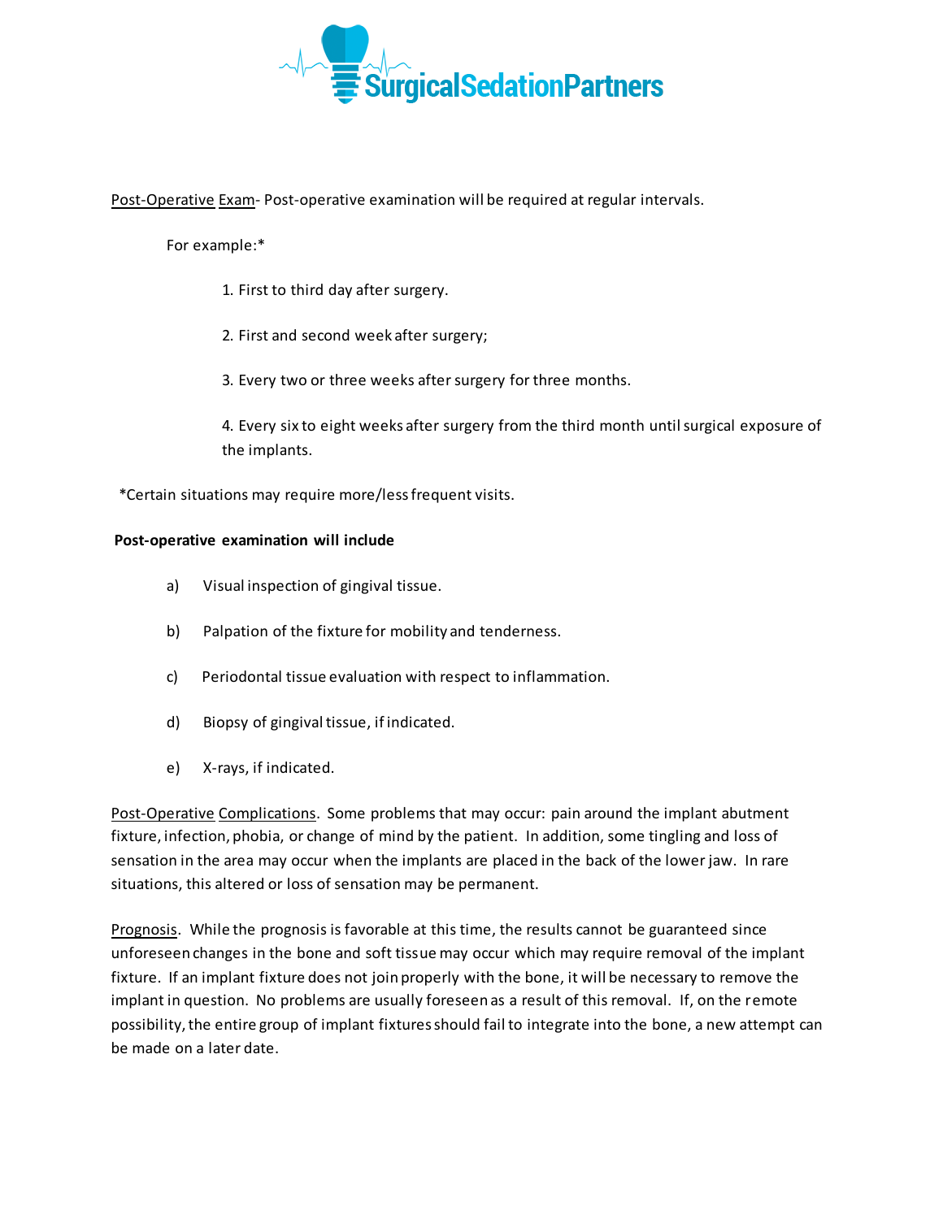Post-Operative Exam- Post-operative examination will be required at regular intervals.

For example:*

1. First to third day after surgery.
2. First and second week after surgery;
3. Every two or three weeks after surgery for three months.
4. Every six to eight weeks after surgery from the third month until surgical exposure of the implants.

*Certain situations may require more/less frequent visits.

**Post-operative examination will include**

a) Visual inspection of gingival tissue.

b) Palpation of the fixture for mobility and tenderness.

c) Periodontal tissue evaluation with respect to inflammation.

d) Biopsy of gingival tissue, if indicated.

e) X-rays, if indicated.

Post-Operative Complications. Some problems that may occur: pain around the implant abutment fixture, infection, phobia, or change of mind by the patient. In addition, some tingling and loss of sensation in the area may occur when the implants are placed in the back of the lower jaw. In rare situations, this altered or loss of sensation may be permanent.

Prognosis. While the prognosis is favorable at this time, the results cannot be guaranteed since unforeseen changes in the bone and soft tissue may occur which may require removal of the implant fixture. If an implant fixture does not join properly with the bone, it will be necessary to remove the implant in question. No problems are usually foreseen as a result of this removal. If, on the remote possibility, the entire group of implant fixtures should fail to integrate into the bone, a new attempt can be made on a later date.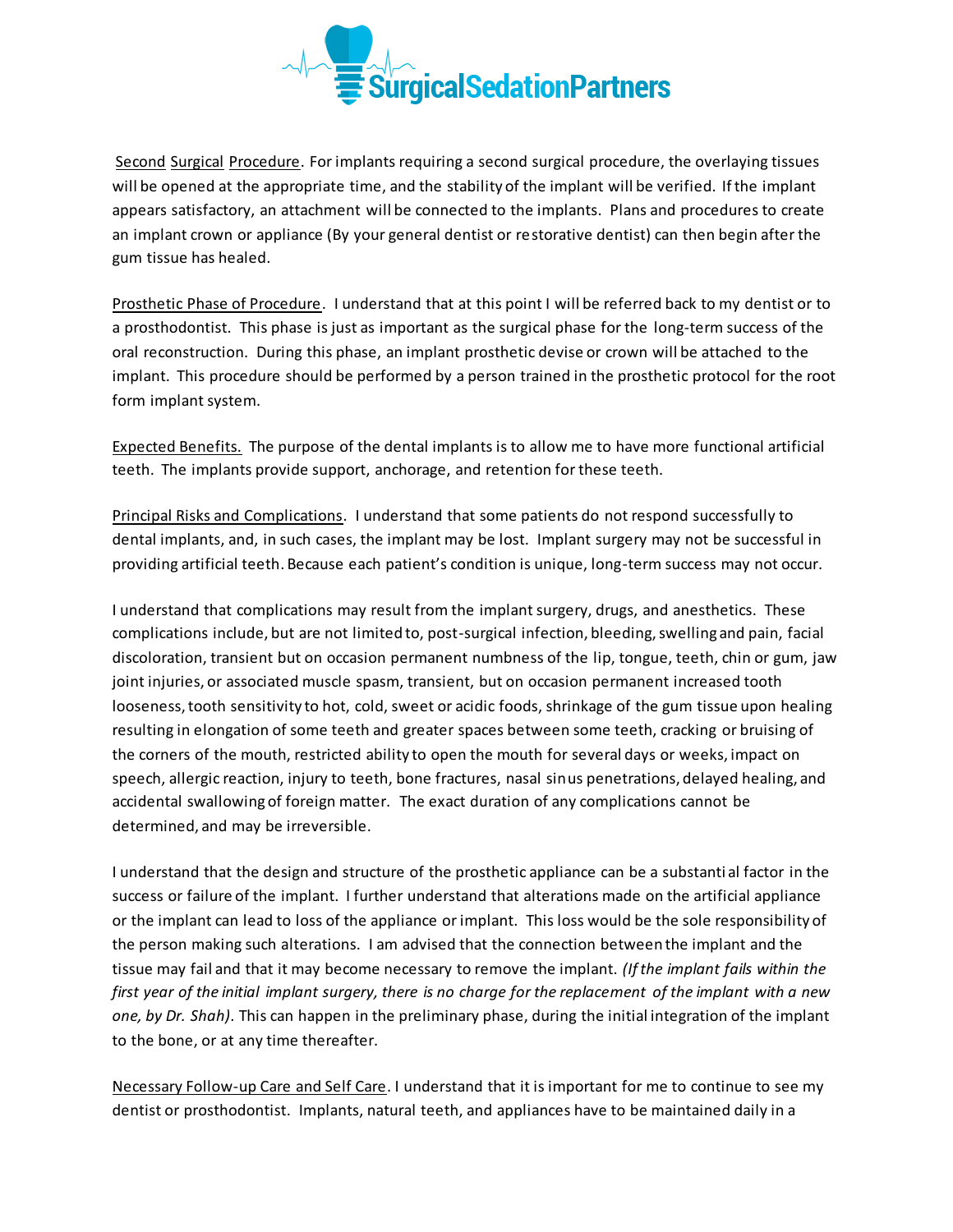Second Surgical Procedure. For implants requiring a second surgical procedure, the overlaying tissues will be opened at the appropriate time, and the stability of the implant will be verified. If the implant appears satisfactory, an attachment will be connected to the implants. Plans and procedures to create an implant crown or appliance (By your general dentist or restorative dentist) can then begin after the gum tissue has healed.

Prosthetic Phase of Procedure. I understand that at this point I will be referred back to my dentist or to a prosthodontist. This phase is just as important as the surgical phase for the long-term success of the oral reconstruction. During this phase, an implant prosthetic devise or crown will be attached to the implant. This procedure should be performed by a person trained in the prosthetic protocol for the root form implant system.

Expected Benefits. The purpose of the dental implants is to allow me to have more functional artificial teeth. The implants provide support, anchorage, and retention for these teeth.

Principal Risks and Complications. I understand that some patients do not respond successfully to dental implants, and, in such cases, the implant may be lost. Implant surgery may not be successful in providing artificial teeth. Because each patient's condition is unique, long-term success may not occur.

I understand that complications may result from the implant surgery, drugs, and anesthetics. These complications include, but are not limited to, post-surgical infection, bleeding, swelling and pain, facial discoloration, transient but on occasion permanent numbness of the lip, tongue, teeth, chin or gum, jaw joint injuries, or associated muscle spasm, transient, but on occasion permanent increased tooth looseness, tooth sensitivity to hot, cold, sweet or acidic foods, shrinkage of the gum tissue upon healing resulting in elongation of some teeth and greater spaces between some teeth, cracking or bruising of the corners of the mouth, restricted ability to open the mouth for several days or weeks, impact on speech, allergic reaction, injury to teeth, bone fractures, nasal sinus penetrations, delayed healing, and accidental swallowing of foreign matter. The exact duration of any complications cannot be determined, and may be irreversible.

I understand that the design and structure of the prosthetic appliance can be a substantial factor in the success or failure of the implant. I further understand that alterations made on the artificial appliance or the implant can lead to loss of the appliance or implant. This loss would be the sole responsibility of the person making such alterations. I am advised that the connection between the implant and the tissue may fail and that it may become necessary to remove the implant. *(If the implant fails within the first year of the initial implant surgery, there is no charge for the replacement of the implant with a new one, by Dr. Shah).* This can happen in the preliminary phase, during the initial integration of the implant to the bone, or at any time thereafter.

Necessary Follow-up Care and Self Care. I understand that it is important for me to continue to see my dentist or prosthodontist. Implants, natural teeth, and appliances have to be maintained daily in a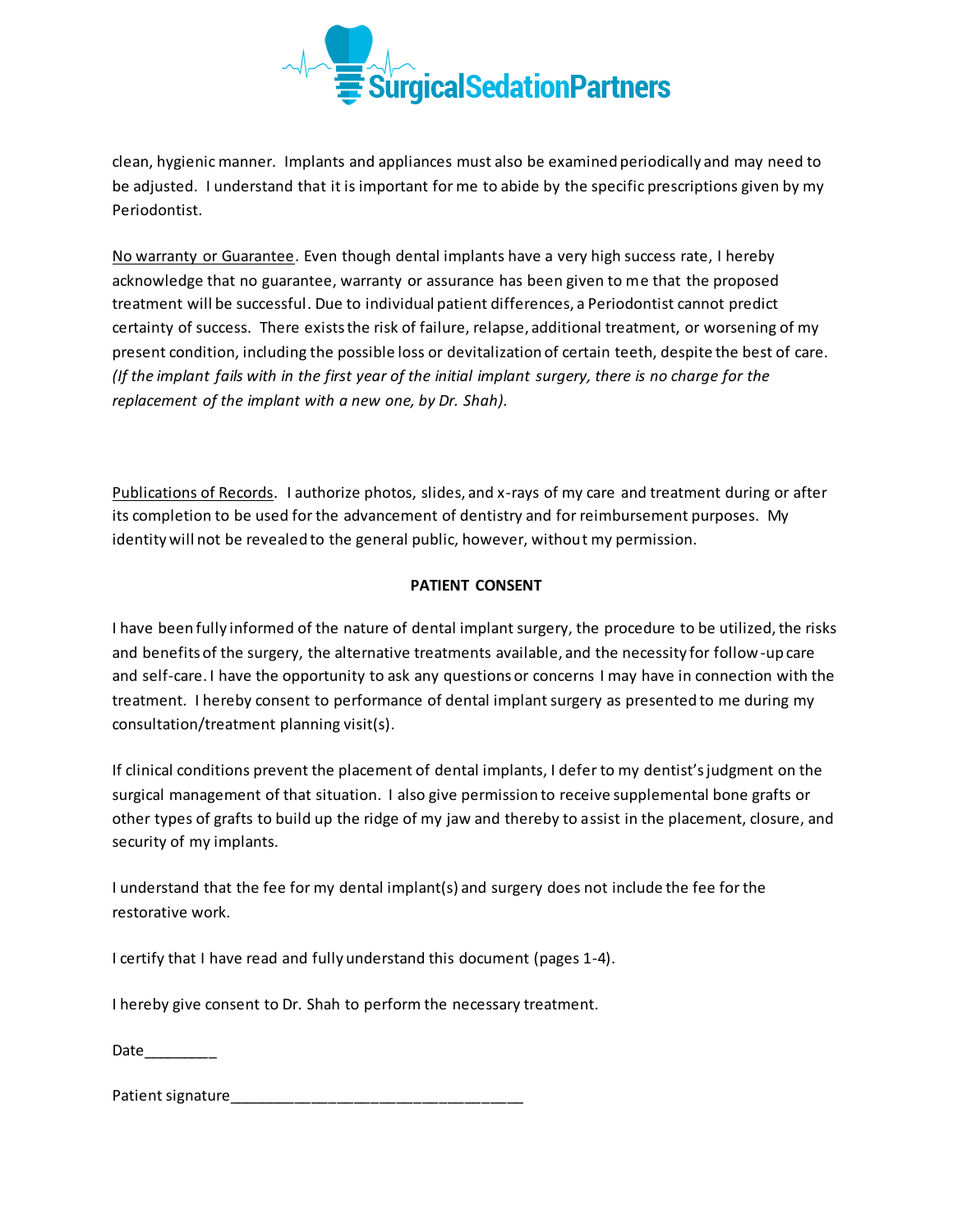clean, hygienic manner. Implants and appliances must also be examined periodically and may need to be adjusted. I understand that it is important for me to abide by the specific prescriptions given by my Periodontist.

No warranty or Guarantee. Even though dental implants have a very high success rate, I hereby acknowledge that no guarantee, warranty or assurance has been given to me that the proposed treatment will be successful. Due to individual patient differences, a Periodontist cannot predict certainty of success. There exists the risk of failure, relapse, additional treatment, or worsening of my present condition, including the possible loss or devitalization of certain teeth, despite the best of care. *(If the implant fails with in the first year of the initial implant surgery, there is no charge for the replacement of the implant with a new one, by Dr. Shah).*

Publications of Records. I authorize photos, slides, and x-rays of my care and treatment during or after its completion to be used for the advancement of dentistry and for reimbursement purposes. My identity will not be revealed to the general public, however, without my permission.

**PATIENT CONSENT**

I have been fully informed of the nature of dental implant surgery, the procedure to be utilized, the risks and benefits of the surgery, the alternative treatments available, and the necessity for follow-up care and self-care. I have the opportunity to ask any questions or concerns I may have in connection with the treatment. I hereby consent to performance of dental implant surgery as presented to me during my consultation/treatment planning visit(s).

If clinical conditions prevent the placement of dental implants, I defer to my dentist's judgment on the surgical management of that situation. I also give permission to receive supplemental bone grafts or other types of grafts to build up the ridge of my jaw and thereby to assist in the placement, closure, and security of my implants.

I understand that the fee for my dental implant(s) and surgery does not include the fee for the restorative work.

I certify that I have read and fully understand this document (pages 1-4).

I hereby give consent to Dr. Shah to perform the necessary treatment.

Date_________

Patient signature___________________________________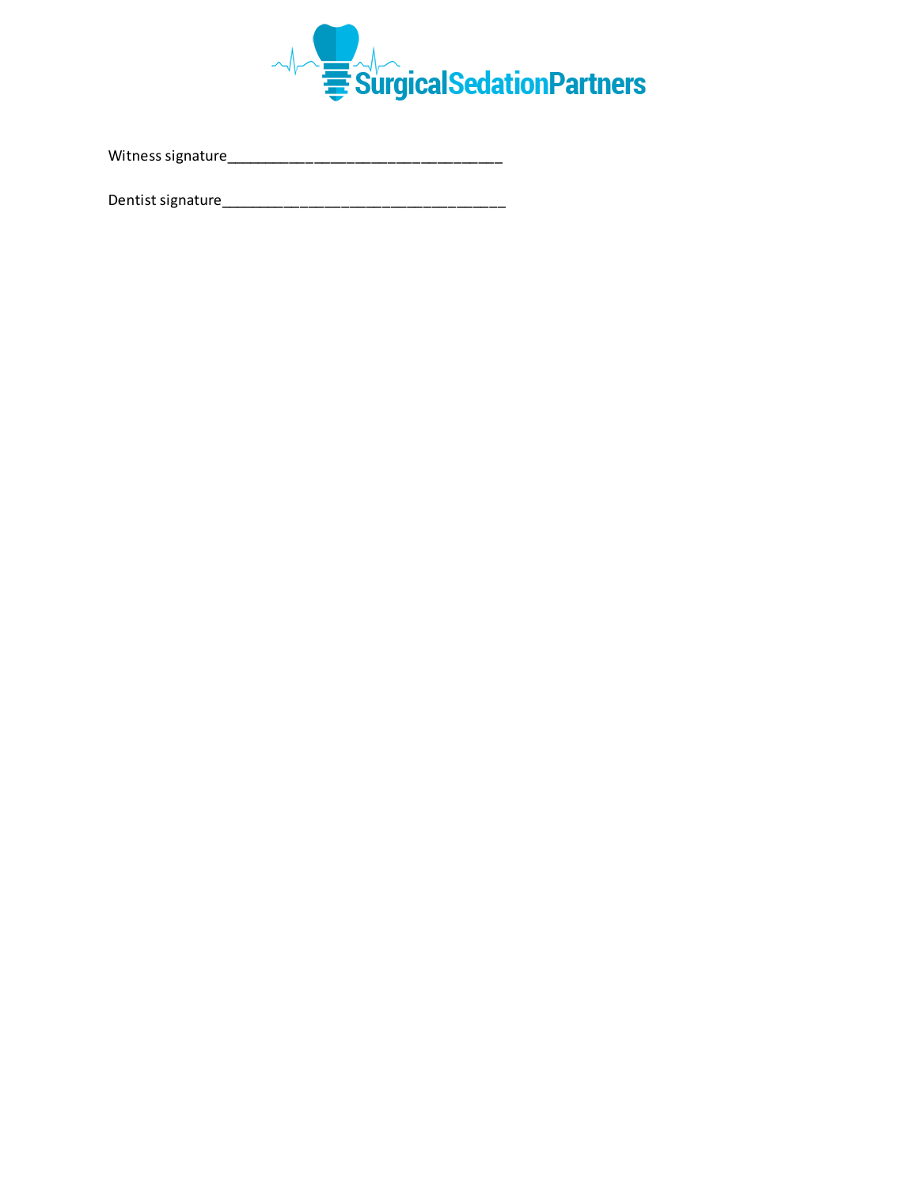Witness signature_________________________________

Dentist signature__________________________________